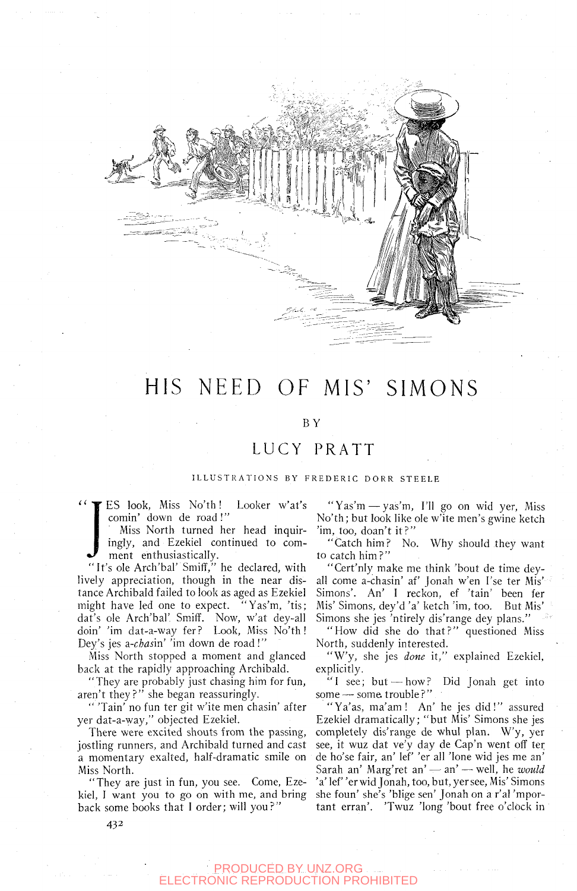# HIS NEED OF MIS' SIMONS

BY

LUCY PRATT

ILLUSTRATIONS BY FREDERIC DORR STEELE

"JES look, Miss No'th! Looker w'at's comin' down de road!"

Miss North turned her head inquiringly, and Ezekiel continued to comment enthusiastically.

"It's ole Arch'bal' Smiff," he declared, with lively appreciation, though in the near distance Archibald failed to look as aged as Ezekiel might have led one to expect. "Yas'm, 'tis; dat's ole Arch'bal' Smiff. Now, w'at dey-all doin' 'im dat-a-way fer? Look, Miss No'th! Dey's jes a-*chas*in' 'im down de road!"

Miss North stopped a moment and glanced back at the rapidly approaching Archibald.

"They are probably just chasing him for fun, aren't they?" she began reassuringly.

"'Tain' no fun ter git w'ite men chasin' after yer dat-a-way," objected Ezekiel.

There were excited shouts from the passing, jostling runners, and Archibald turned and cast a momentary exalted, half-dramatic smile on Miss North.

"They are just in fun, you see. Come, Ezekiel, I want you to go on with me, and bring back some books that I order; will you?"

"Yas'm — yas'm, I'll go on wid yer, Miss No'th; but look like ole w'ite men's gwine ketch 'im, too, doan't it?"

"Catch him? No. Why should they want to catch him?"

"Cert'nly make me think 'bout de time dey-all come a-chasin' af' Jonah w'en I'se ter Mis' Simons'. An' I reckon, ef 'tain' been fer Mis' Simons, dey'd 'a' ketch 'im, too. But Mis' Simons she jes 'ntirely dis'range dey plans."

"How did she do that?" questioned Miss North, suddenly interested.

"W'y, she jes *done* it," explained Ezekiel, explicitly.

"I see; but — how? Did Jonah get into some — some trouble?"

"Ya'as, ma'am! An' he jes did!" assured Ezekiel dramatically; "but Mis' Simons she jes completely dis'range de whul plan. W'y, yer see, it wuz dat ve'y day de Cap'n went off ter de ho'se fair, an' lef' 'er all 'lone wid jes me an' Sarah an' Marg'ret an' — an' — well, he *would* 'a' lef' 'er wid Jonah, too, but, yer see, Mis' Simons she foun' she's 'blige sen' Jonah on a r'al 'mportant erran'. 'Twuz 'long 'bout free o'clock in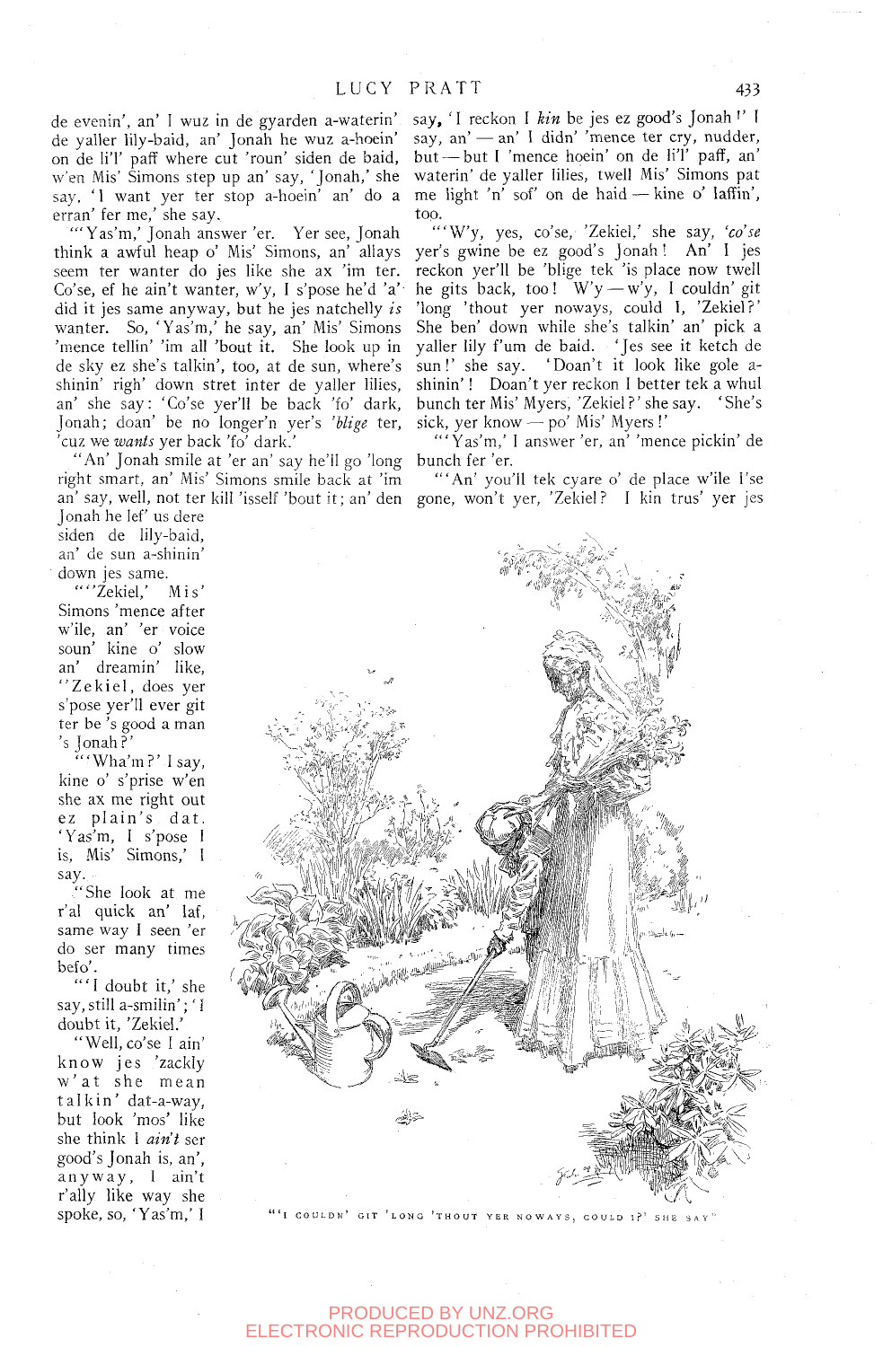de evenin', an' I wuz in de gyarden a-waterin' de yaller lily-baid, an' Jonah he wuz a-hoein' on de li'l' paff where cut 'roun' siden de baid, w'en Mis' Simons step up an' say, 'Jonah,' she say, 'I want yer ter stop a-hoein' an' do a erran' fer me,' she say.

"'Yas'm,' Jonah answer 'er. Yer see, Jonah think a awful heap o' Mis' Simons, an' allays seem ter wanter do jes like she ax 'im ter. Co'se, ef he ain't wanter, w'y, I s'pose he'd 'a' did it jes same anyway, but he jes natchelly *is* wanter. So, 'Yas'm,' he say, an' Mis' Simons 'mence tellin' 'im all 'bout it. She look up in de sky ez she's talkin', too, at de sun, where's shinin' righ' down stret inter de yaller lilies, an' she say: 'Co'se yer'll be back 'fo' dark, Jonah; doan' be no longer'n yer's *'blige* ter, 'cuz we *wants* yer back 'fo' dark.'

"An' Jonah smile at 'er an' say he'll go 'long right smart, an' Mis' Simons smile back at 'im an' say, well, not ter kill 'isself 'bout it; an' den Jonah he lef' us dere siden de lily-baid, an' de sun a-shinin' down jes same.

"''Zekiel,' Mis' Simons 'mence after w'ile, an' 'er voice soun' kine o' slow an' dreamin' like, ''Zekiel, does yer s'pose yer'll ever git ter be 's good a man 's Jonah?'

"'Wha'm?' I say, kine o' s'prise w'en she ax me right out ez plain's dat. 'Yas'm, I s'pose I is, Mis' Simons,' I say.

"She look at me r'al quick an' laf, same way I seen 'er do ser many times befo'.

"'I doubt it,' she say, still a-smilin'; 'I doubt it, 'Zekiel.'

"Well, co'se I ain' know jes 'zackly w'at she mean talkin' dat-a-way, but look 'mos' like she think I *ain't* ser good's Jonah is, an', anyway, I ain't r'ally like way she spoke, so, 'Yas'm,' I say, 'I reckon I *kin* be jes ez good's Jonah!' I say, an' — an' I didn' 'mence ter cry, nudder, but — but I 'mence hoein' on de li'l' paff, an' waterin' de yaller lilies, twell Mis' Simons pat me light 'n' sof' on de haid — kine o' laffin', too.

"'W'y, yes, co'se, 'Zekiel,' she say, *'co'se* yer's gwine be ez good's Jonah! An' I jes reckon yer'll be 'blige tek 'is place now twell he gits back, too! W'y — w'y, I couldn' git 'long 'thout yer noways, could I, 'Zekiel?' She ben' down while she's talkin' an' pick a yaller lily f'um de baid. 'Jes see it ketch de sun!' she say. 'Doan't it look like gole a-shinin'! Doan't yer reckon I better tek a whul bunch ter Mis' Myers, 'Zekiel?' she say. 'She's sick, yer know — po' Mis' Myers!'

"'Yas'm,' I answer 'er, an' 'mence pickin' de bunch fer 'er.

"'An' you'll tek cyare o' de place w'ile I'se gone, won't yer, 'Zekiel? I kin trus' yer jes

"'I COULDN' GIT 'LONG 'THOUT YER NOWAYS, COULD I?' SHE SAY"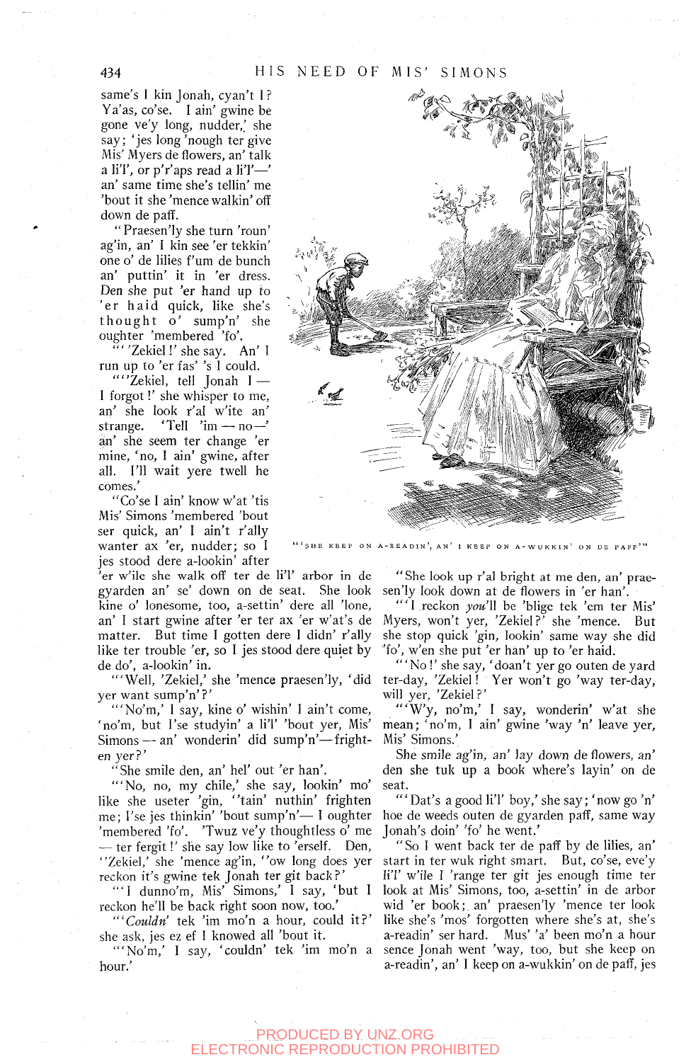same's I kin Jonah, cyan't I? Ya'as, co'se. I ain' gwine be gone ve'y long, nudder,' she say; 'jes long 'nough ter give Mis' Myers de flowers, an' talk a li'l', or p'r'aps read a li'l'—' an' same time she's tellin' me 'bout it she 'mence walkin' off down de paff.

"Praesen'ly she turn 'roun' ag'in, an' I kin see 'er tekkin' one o' de lilies f'um de bunch an' puttin' it in 'er dress. Den she put 'er hand up to 'er haid quick, like she's thought o' sump'n' she oughter 'membered 'fo'.

"''Zekiel!' she say. An' I run up to 'er fas' 's I could.

"''Zekiel, tell Jonah I— I forgot!' she whisper to me, an' she look r'al w'ite an' strange. 'Tell 'im—no—' an' she seem ter change 'er mine, 'no, I ain' gwine, after all. I'll wait yere twell he comes.'

"Co'se I ain' know w'at 'tis Mis' Simons 'membered 'bout ser quick, an' I ain't r'ally wanter ax 'er, nudder; so I jes stood dere a-lookin' after 'er w'ile she walk off ter de li'l' arbor in de gyarden an' se' down on de seat. She look kine o' lonesome, too, a-settin' dere all 'lone, an' I start gwine after 'er ter ax 'er w'at's de matter. But time I gotten dere I didn' r'ally like ter trouble 'er, so I jes stood dere quiet by de do', a-lookin' in.

"'Well, 'Zekiel,' she 'mence praesen'ly, 'did yer want sump'n'?'

"'No'm,' I say, kine o' wishin' I ain't come, 'no'm, but I'se studyin' a li'l' 'bout yer, Mis' Simons—an' wonderin' did sump'n'—frighten yer?'

"She smile den, an' hel' out 'er han'.

"'No, no, my chile,' she say, lookin' mo' like she useter 'gin, ''tain' nuthin' frighten me; I'se jes thinkin' 'bout sump'n'— I oughter 'membered 'fo'. 'Twuz ve'y thoughtless o' me—ter fergit!' she say low like to 'erself. Den, ''Zekiel,' she 'mence ag'in, ''ow long does yer reckon it's gwine tek Jonah ter git back?'

"'I dunno'm, Mis' Simons,' I say, 'but I reckon he'll be back right soon now, too.'

"'*Couldn'* tek 'im mo'n a hour, could it?' she ask, jes ez ef I knowed all 'bout it.

"'No'm,' I say, 'couldn' tek 'im mo'n a hour.'

"She look up r'al bright at me den, an' praesen'ly look down at de flowers in 'er han'.

"'I reckon *you'll* be 'blige tek 'em ter Mis' Myers, won't yer, 'Zekiel?' she 'mence. But she stop quick 'gin, lookin' same way she did 'fo', w'en she put 'er han' up to 'er haid.

"'No!' she say, 'doan't yer go outen de yard ter-day, 'Zekiel! Yer won't go 'way ter-day, will yer, 'Zekiel?'

"'W'y, no'm,' I say, wonderin' w'at she mean; 'no'm, I ain' gwine 'way 'n' leave yer, Mis' Simons.'

She smile ag'in, an' lay down de flowers, an' den she tuk up a book where's layin' on de seat.

"'Dat's a good li'l' boy,' she say; 'now go 'n' hoe de weeds outen de gyarden paff, same way Jonah's doin' 'fo' he went.'

"So I went back ter de paff by de lilies, an' start in ter wuk right smart. But, co'se, eve'y li'l' w'ile I 'range ter git jes enough time ter look at Mis' Simons, too, a-settin' in de arbor wid 'er book; an' praesen'ly 'mence ter look like she's 'mos' forgotten where she's at, she's a-readin' ser hard. Mus' 'a' been mo'n a hour sence Jonah went 'way, too, but she keep on a-readin', an' I keep on a-wukkin' on de paff, jes

"'SHE KEEP ON A-READIN', AN' I KEEP ON A-WUKKIN' ON DE PAFF'"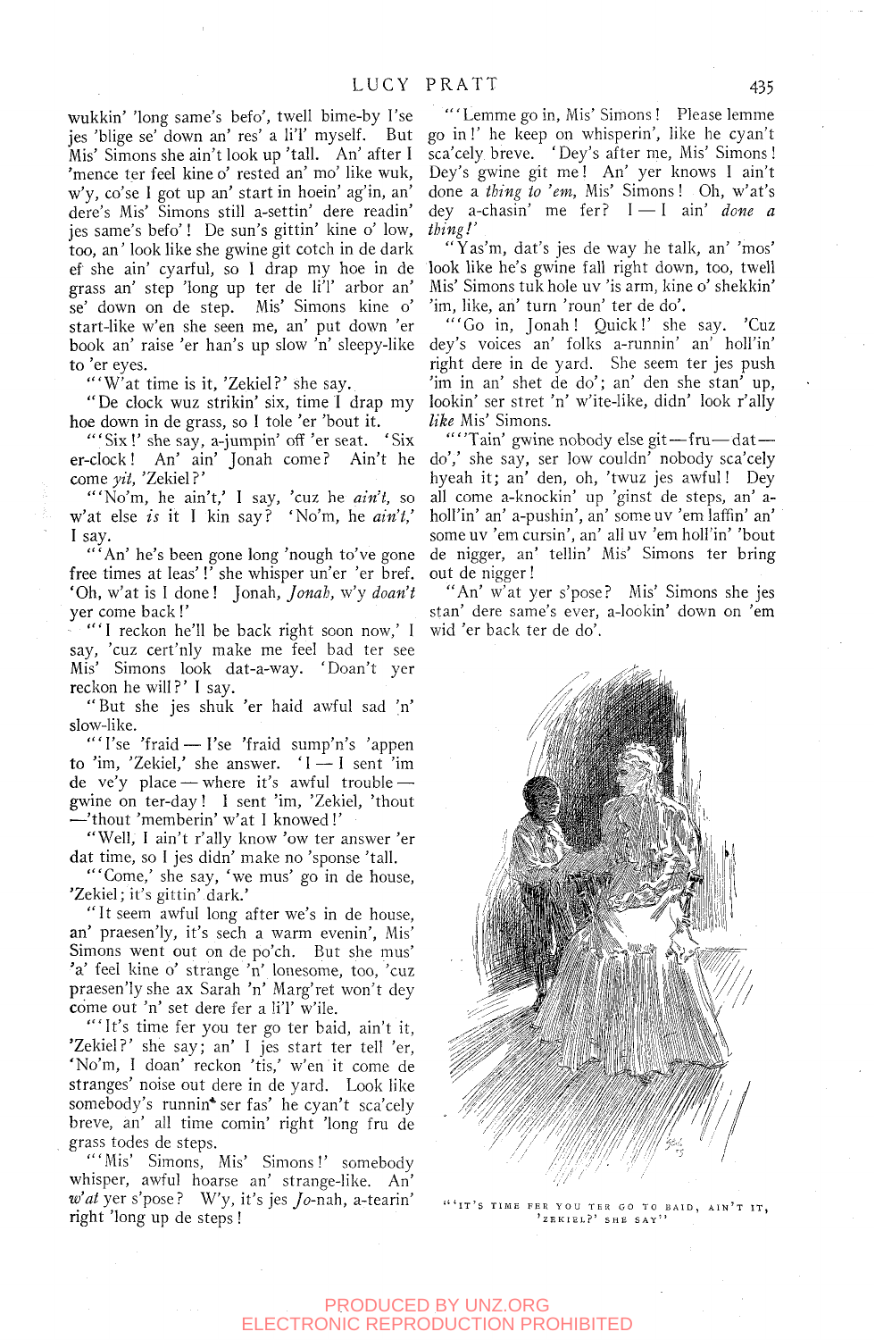wukkin' 'long same's befo', twell bime-by I'se jes 'blige se' down an' res' a li'l' myself. But Mis' Simons she ain't look up 'tall. An' after I 'mence ter feel kine o' rested an' mo' like wuk, w'y, co'se I got up an' start in hoein' ag'in, an' dere's Mis' Simons still a-settin' dere readin' jes same's befo'! De sun's gittin' kine o' low, too, an' look like she gwine git cotch in de dark ef she ain' cyarful, so I drap my hoe in de grass an' step 'long up ter de li'l' arbor an' se' down on de step. Mis' Simons kine o' start-like w'en she seen me, an' put down 'er book an' raise 'er han's up slow 'n' sleepy-like to 'er eyes.

"'W'at time is it, 'Zekiel?' she say.

"De clock wuz strikin' six, time I drap my hoe down in de grass, so I tole 'er 'bout it.

"'Six!' she say, a-jumpin' off 'er seat. 'Six er-clock! An' ain' Jonah come? Ain't he come *yit*, 'Zekiel?'

"'No'm, he ain't,' I say, 'cuz he *ain't*, so w'at else *is* it I kin say? 'No'm, he *ain't*,' I say.

"'An' he's been gone long 'nough to've gone free times at leas'!' she whisper un'er 'er bref. 'Oh, w'at is I done! Jonah, *Jonah*, w'y *doan't* yer come back!'

"'I reckon he'll be back right soon now,' I say, 'cuz cert'nly make me feel bad ter see Mis' Simons look dat-a-way. 'Doan't yer reckon he will?' I say.

"But she jes shuk 'er haid awful sad 'n' slow-like.

"'I'se 'fraid — I'se 'fraid sump'n's 'appen to 'im, 'Zekiel,' she answer. 'I — I sent 'im de ve'y place — where it's awful trouble — gwine on ter-day! I sent 'im, 'Zekiel, 'thout — 'thout 'memberin' w'at I knowed!'

"Well, I ain't r'ally know 'ow ter answer 'er dat time, so I jes didn' make no 'sponse 'tall.

"'Come,' she say, 'we mus' go in de house, 'Zekiel; it's gittin' dark.'

"It seem awful long after we's in de house, an' praesen'ly, it's sech a warm evenin', Mis' Simons went out on de po'ch. But she mus' 'a' feel kine o' strange 'n' lonesome, too, 'cuz praesen'ly she ax Sarah 'n' Marg'ret won't dey come out 'n' set dere fer a li'l' w'ile.

"'It's time fer you ter go ter baid, ain't it, 'Zekiel?' she say; an' I jes start ter tell 'er, 'No'm, I doan' reckon 'tis,' w'en it come de strang'es' noise out dere in de yard. Look like somebody's runnin' ser fas' he cyan't sca'cely breve, an' all time comin' right 'long fru de grass todes de steps.

"'Mis' Simons, Mis' Simons!' somebody whisper, awful hoarse an' strange-like. An' *w'at* yer s'pose? W'y, it's jes *Jo*-nah, a-tearin' right 'long up de steps!

"'Lemme go in, Mis' Simons! Please lemme go in!' he keep on whisperin', like he cyan't sca'cely breve. 'Dey's after me, Mis' Simons! Dey's gwine git me! An' yer knows I ain't done a *thing to 'em*, Mis' Simons! Oh, w'at's dey a-chasin' me fer? I — I ain' *done a thing!*'

"Yas'm, dat's jes de way he talk, an' 'mos' look like he's gwine fall right down, too, twell Mis' Simons tuk hole uv 'is arm, kine o' shekkin' 'im, like, an' turn 'roun' ter de do'.

"'Go in, Jonah! Quick!' she say. 'Cuz dey's voices an' folks a-runnin' an' holl'in' right dere in de yard. She seem ter jes push 'im in an' shet de do'; an' den she stan' up, lookin' ser stret 'n' w'ite-like, didn' look r'ally *like* Mis' Simons.

"'Tain' gwine nobody else git — fru — dat — do',' she say, ser low couldn' nobody sca'cely hyeah it; an' den, oh, 'twuz jes awful! Dey all come a-knockin' up 'ginst de steps, an' a-holl'in' an' a-pushin', an' some uv 'em laffin' an' some uv 'em cursin', an' all uv 'em holl'in' 'bout de nigger, an' tellin' Mis' Simons ter bring out de nigger!

"An' w'at yer s'pose? Mis' Simons she jes stan' dere same's ever, a-lookin' down on 'em wid 'er back ter de do'.

"'IT'S TIME FER YOU TER GO TO BAID, AIN'T IT, 'ZEKIEL?' SHE SAY"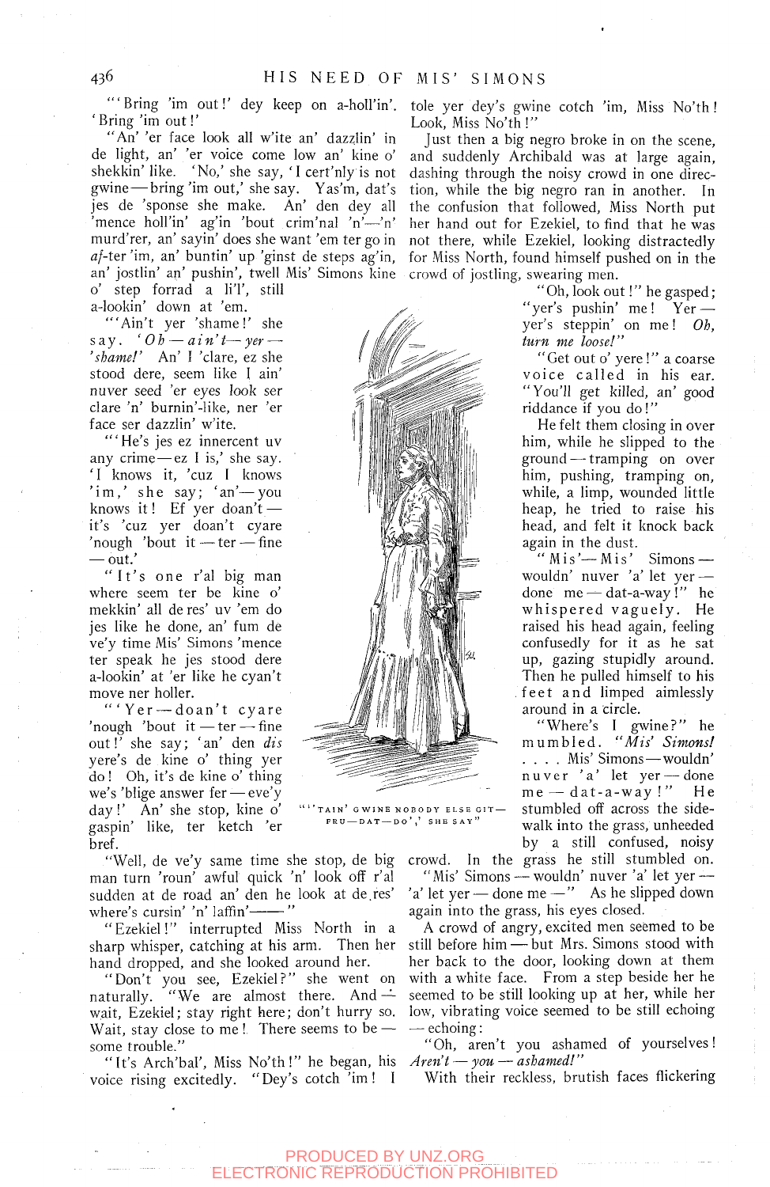"'Bring 'im out!' dey keep on a-holl'in'. 'Bring 'im out!'

"An' 'er face look all w'ite an' dazzlin' in de light, an' 'er voice come low an' kine o' shekkin' like. 'No,' she say, 'I cert'nly is not gwine—bring 'im out,' she say. Yas'm, dat's jes de 'sponse she make. An' den dey all 'mence holl'in' ag'in 'bout crim'nal 'n'—'n' murd'rer, an' sayin' does she want 'em ter go in *af*-ter 'im, an' buntin' up 'ginst de steps ag'in, an' jostlin' an' pushin', twell Mis' Simons kine o' step forrad a li'l', still a-lookin' down at 'em.

"'Ain't yer 'shame!' she say. '*Oh—ain't—yer—'shame!*' An' I 'clare, ez she stood dere, seem like I ain' nuver seed 'er eyes look ser clare 'n' burnin'-like, ner 'er face ser dazzlin' w'ite.

"'He's jes ez innercent uv any crime—ez I is,' she say. 'I knows it, 'cuz I knows 'im,' she say; 'an'—you knows it! Ef yer doan't—it's 'cuz yer doan't cyare 'nough 'bout it—ter—fine—out.'

"It's one r'al big man where seem ter be kine o' mekkin' all de res' uv 'em do jes like he done, an' fum de ve'y time Mis' Simons 'mence ter speak he jes stood dere a-lookin' at 'er like he cyan't move ner holler.

"'Yer—doan't cyare 'nough 'bout it—ter—fine out!' she say; 'an' den *dis* yere's de kine o' thing yer do! Oh, it's de kine o' thing we's 'blige answer fer—eve'y day!' An' she stop, kine o' gaspin' like, ter ketch 'er bref.

"'TAIN' GWINE NOBODY ELSE GIT—FRU—DAT—DO','' SHE SAY"

"Well, de ve'y same time she stop, de big man turn 'roun' awful quick 'n' look off r'al sudden at de road an' den he look at de res' where's cursin' 'n' laffin'——"

"Ezekiel!" interrupted Miss North in a sharp whisper, catching at his arm. Then her hand dropped, and she looked around her.

"Don't you see, Ezekiel?" she went on naturally. "We are almost there. And—wait, Ezekiel; stay right here; don't hurry so. Wait, stay close to me! There seems to be—some trouble."

"It's Arch'bal', Miss No'th!" he began, his voice rising excitedly. "Dey's cotch 'im! I tole yer dey's gwine cotch 'im, Miss No'th! Look, Miss No'th!"

Just then a big negro broke in on the scene, and suddenly Archibald was at large again, dashing through the noisy crowd in one direction, while the big negro ran in another. In the confusion that followed, Miss North put her hand out for Ezekiel, to find that he was not there, while Ezekiel, looking distractedly for Miss North, found himself pushed on in the crowd of jostling, swearing men.

"Oh, look out!" he gasped; "yer's pushin' me! Yer—yer's steppin' on me! *Oh, turn me loose!*"

"Get out o' yere!" a coarse voice called in his ear. "You'll get killed, an' good riddance if you do!"

He felt them closing in over him, while he slipped to the ground—tramping on over him, pushing, tramping on, while, a limp, wounded little heap, he tried to raise his head, and felt it knock back again in the dust.

"Mis'—Mis' Simons—wouldn' nuver 'a' let yer—done me—dat-a-way!" he whispered vaguely. He raised his head again, feeling confusedly for it as he sat up, gazing stupidly around. Then he pulled himself to his feet and limped aimlessly around in a circle.

"Where's I gwine?" he mumbled. "*Mis' Simons!* . . . . Mis' Simons—wouldn' nuver 'a' let yer—done me—dat-a-way!" He stumbled off across the sidewalk into the grass, unheeded by a still confused, noisy crowd. In the grass he still stumbled on.

"Mis' Simons—wouldn' nuver 'a' let yer—'a' let yer—done me—" As he slipped down again into the grass, his eyes closed.

A crowd of angry, excited men seemed to be still before him—but Mrs. Simons stood with her back to the door, looking down at them with a white face. From a step beside her he seemed to be still looking up at her, while her low, vibrating voice seemed to be still echoing—echoing:

"Oh, aren't you ashamed of yourselves! *Aren't—you—ashamed!*"

With their reckless, brutish faces flickering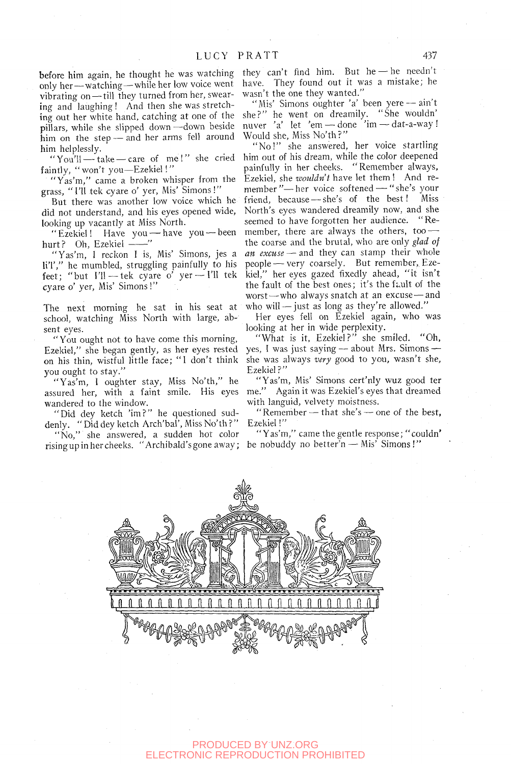before him again, he thought he was watching only her — watching — while her low voice went vibrating on — till they turned from her, swearing and laughing! And then she was stretching out her white hand, catching at one of the pillars, while she slipped down — down beside him on the step — and her arms fell around him helplessly.

"You'll — take — care of me!" she cried faintly, "won't you — Ezekiel!"

"Yas'm," came a broken whisper from the grass, "I'll tek cyare o' yer, Mis' Simons!"

But there was another low voice which he did not understand, and his eyes opened wide, looking up vacantly at Miss North.

"Ezekiel! Have you — have you — been hurt? Oh, Ezekiel ——"

"Yas'm, I reckon I is, Mis' Simons, jes a li'l'," he mumbled, struggling painfully to his feet; "but I'll — tek cyare o' yer — I'll tek cyare o' yer, Mis' Simons!"

The next morning he sat in his seat at school, watching Miss North with large, absent eyes.

"You ought not to have come this morning, Ezekiel," she began gently, as her eyes rested on his thin, wistful little face; "I don't think you ought to stay."

"Yas'm, I oughter stay, Miss No'th," he assured her, with a faint smile. His eyes wandered to the window.

"Did dey ketch 'im?" he questioned suddenly. "Did dey ketch Arch'bal', Miss No'th?"

"No," she answered, a sudden hot color rising up in her cheeks. "Archibald's gone away; they can't find him. But he — he needn't have. They found out it was a mistake; he wasn't the one they wanted."

"Mis' Simons oughter 'a' been yere — ain't she?" he went on dreamily. "She wouldn' nuver 'a' let 'em — done 'im — dat-a-way! Would she, Miss No'th?"

"No!" she answered, her voice startling him out of his dream, while the color deepened painfully in her cheeks. "Remember always, Ezekiel, she *wouldn't* have let them! And remember" — her voice softened — "she's your friend, because — she's of the best! Miss North's eyes wandered dreamily now, and she seemed to have forgotten her audience. "Remember, there are always the others, too — the coarse and the brutal, who are only *glad of an excuse* — and they can stamp their whole people — very coarsely. But remember, Ezekiel," her eyes gazed fixedly ahead, "it isn't the fault of the best ones; it's the fault of the worst — who always snatch at an excuse — and who will — just as long as they're allowed."

Her eyes fell on Ezekiel again, who was looking at her in wide perplexity.

"What is it, Ezekiel?" she smiled. "Oh, yes, I was just saying — about Mrs. Simons — she was always *very* good to you, wasn't she, Ezekiel?"

"Yas'm, Mis' Simons cert'nly wuz good ter me." Again it was Ezekiel's eyes that dreamed with languid, velvety moistness.

"Remember — that she's — one of the best, Ezekiel!"

"Yas'm," came the gentle response; "couldn' be nobuddy no better'n — Mis' Simons!"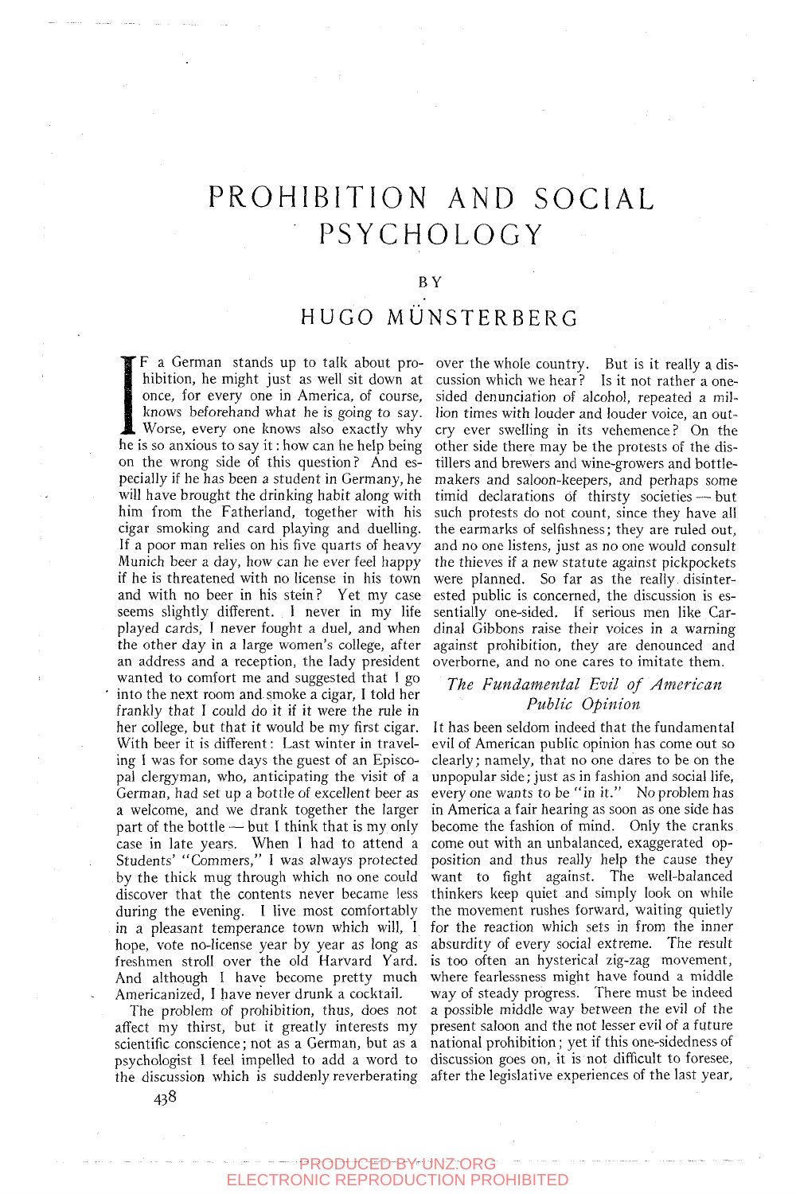# PROHIBITION AND SOCIAL PSYCHOLOGY

BY

HUGO MÜNSTERBERG

IF a German stands up to talk about prohibition, he might just as well sit down at once, for every one in America, of course, knows beforehand what he is going to say. Worse, every one knows also exactly why he is so anxious to say it: how can he help being on the wrong side of this question? And especially if he has been a student in Germany, he will have brought the drinking habit along with him from the Fatherland, together with his cigar smoking and card playing and duelling. If a poor man relies on his five quarts of heavy Munich beer a day, how can he ever feel happy if he is threatened with no license in his town and with no beer in his stein? Yet my case seems slightly different. I never in my life played cards, I never fought a duel, and when the other day in a large women's college, after an address and a reception, the lady president wanted to comfort me and suggested that I go into the next room and smoke a cigar, I told her frankly that I could do it if it were the rule in her college, but that it would be my first cigar. With beer it is different: Last winter in traveling I was for some days the guest of an Episcopal clergyman, who, anticipating the visit of a German, had set up a bottle of excellent beer as a welcome, and we drank together the larger part of the bottle — but I think that is my only case in late years. When I had to attend a Students' "Commers," I was always protected by the thick mug through which no one could discover that the contents never became less during the evening. I live most comfortably in a pleasant temperance town which will, I hope, vote no-license year by year as long as freshmen stroll over the old Harvard Yard. And although I have become pretty much Americanized, I have never drunk a cocktail.

The problem of prohibition, thus, does not affect my thirst, but it greatly interests my scientific conscience; not as a German, but as a psychologist I feel impelled to add a word to the discussion which is suddenly reverberating over the whole country. But is it really a discussion which we hear? Is it not rather a one-sided denunciation of alcohol, repeated a million times with louder and louder voice, an outcry ever swelling in its vehemence? On the other side there may be the protests of the distillers and brewers and wine-growers and bottle-makers and saloon-keepers, and perhaps some timid declarations of thirsty societies — but such protests do not count, since they have all the earmarks of selfishness; they are ruled out, and no one listens, just as no one would consult the thieves if a new statute against pickpockets were planned. So far as the really disinterested public is concerned, the discussion is essentially one-sided. If serious men like Cardinal Gibbons raise their voices in a warning against prohibition, they are denounced and overborne, and no one cares to imitate them.

### *The Fundamental Evil of American Public Opinion*

It has been seldom indeed that the fundamental evil of American public opinion has come out so clearly; namely, that no one dares to be on the unpopular side; just as in fashion and social life, every one wants to be "in it." No problem has in America a fair hearing as soon as one side has become the fashion of mind. Only the cranks come out with an unbalanced, exaggerated opposition and thus really help the cause they want to fight against. The well-balanced thinkers keep quiet and simply look on while the movement rushes forward, waiting quietly for the reaction which sets in from the inner absurdity of every social extreme. The result is too often an hysterical zig-zag movement, where fearlessness might have found a middle way of steady progress. There must be indeed a possible middle way between the evil of the present saloon and the not lesser evil of a future national prohibition; yet if this one-sidedness of discussion goes on, it is not difficult to foresee, after the legislative experiences of the last year,